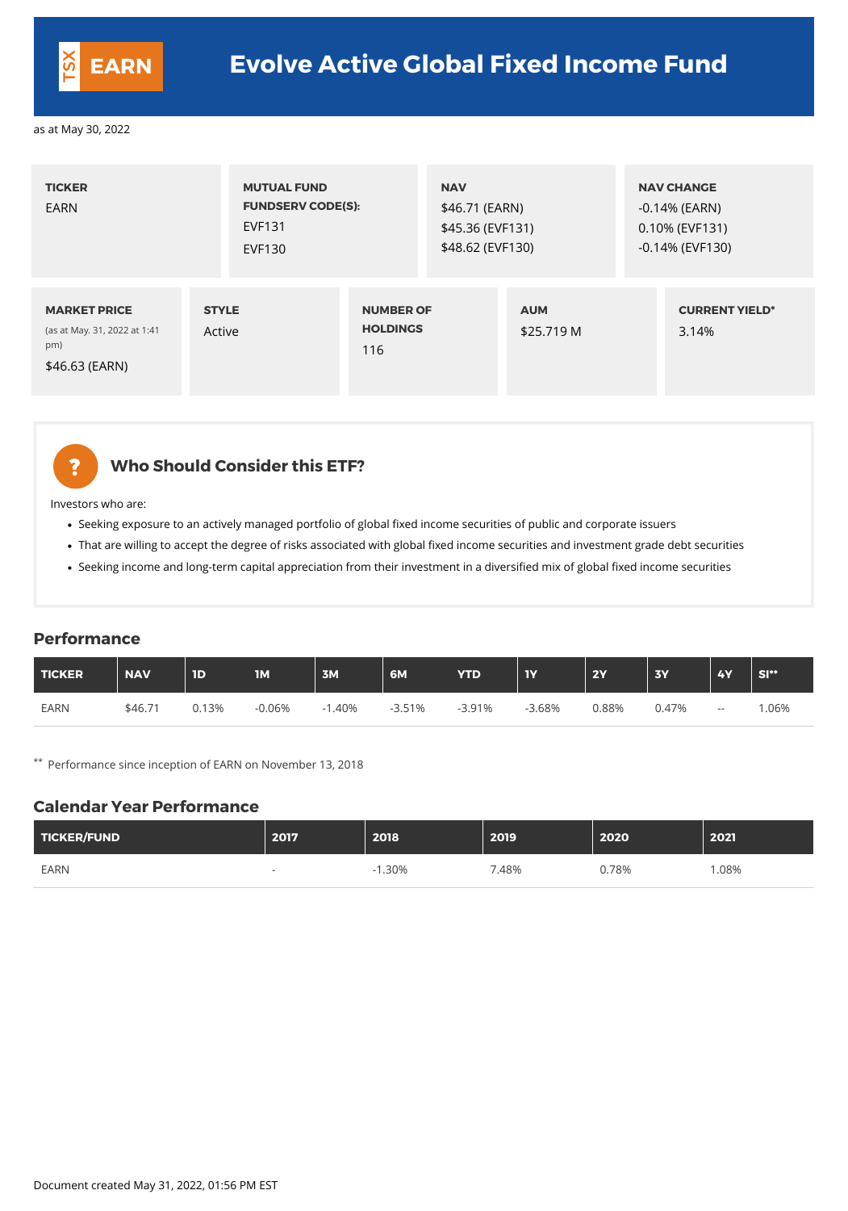# TSX EARN — Evolve Active Global Fixed Income Fund

as at May 30, 2022

| TICKER | MUTUAL FUND FUNDSERV CODE(S): | NAV | NAV CHANGE |
|---|---|---|---|
| EARN | EVF131<br>EVF130 | $46.71 (EARN)<br>$45.36 (EVF131)<br>$48.62 (EVF130) | -0.14% (EARN)<br>0.10% (EVF131)<br>-0.14% (EVF130) |

| MARKET PRICE | STYLE | NUMBER OF HOLDINGS | AUM | CURRENT YIELD* |
|---|---|---|---|---|
| (as at May. 31, 2022 at 1:41 pm)<br>$46.63 (EARN) | Active | 116 | $25.719 M | 3.14% |

## Who Should Consider this ETF?

Investors who are:

- Seeking exposure to an actively managed portfolio of global fixed income securities of public and corporate issuers
- That are willing to accept the degree of risks associated with global fixed income securities and investment grade debt securities
- Seeking income and long-term capital appreciation from their investment in a diversified mix of global fixed income securities

## Performance

| TICKER | NAV | 1D | 1M | 3M | 6M | YTD | 1Y | 2Y | 3Y | 4Y | SI** |
|---|---|---|---|---|---|---|---|---|---|---|---|
| EARN | $46.71 | 0.13% | -0.06% | -1.40% | -3.51% | -3.91% | -3.68% | 0.88% | 0.47% | -- | 1.06% |

** Performance since inception of EARN on November 13, 2018

## Calendar Year Performance

| TICKER/FUND | 2017 | 2018 | 2019 | 2020 | 2021 |
|---|---|---|---|---|---|
| EARN | - | -1.30% | 7.48% | 0.78% | 1.08% |

Document created May 31, 2022, 01:56 PM EST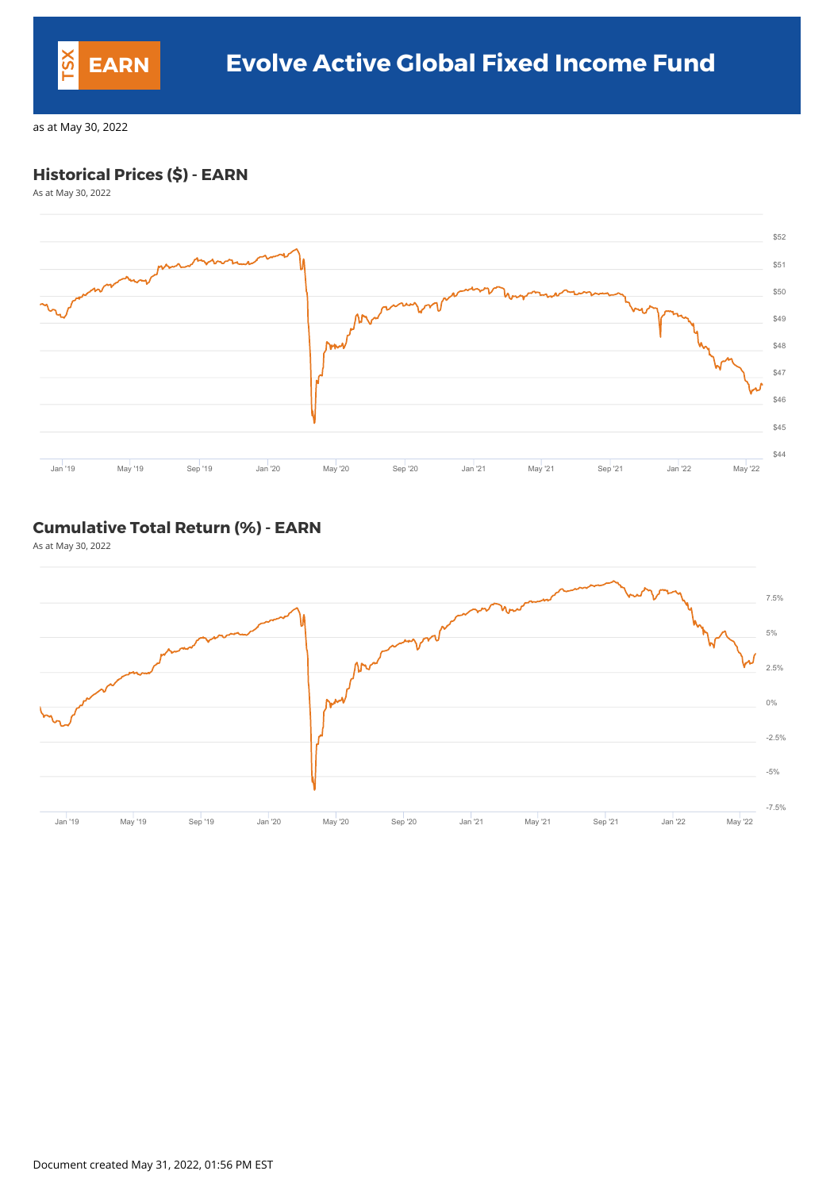# TSX EARN Evolve Active Global Fixed Income Fund

as at May 30, 2022

## Historical Prices ($) - EARN

As at May 30, 2022

$52
$51
$50
$49
$48
$47
$46
$45
$44

Jan '19 May '19 Sep '19 Jan '20 May '20 Sep '20 Jan '21 May '21 Sep '21 Jan '22 May '22

## Cumulative Total Return (%) - EARN

As at May 30, 2022

7.5%
5%
2.5%
0%
-2.5%
-5%
-7.5%

Jan '19 May '19 Sep '19 Jan '20 May '20 Sep '20 Jan '21 May '21 Sep '21 Jan '22 May '22

Document created May 31, 2022, 01:56 PM EST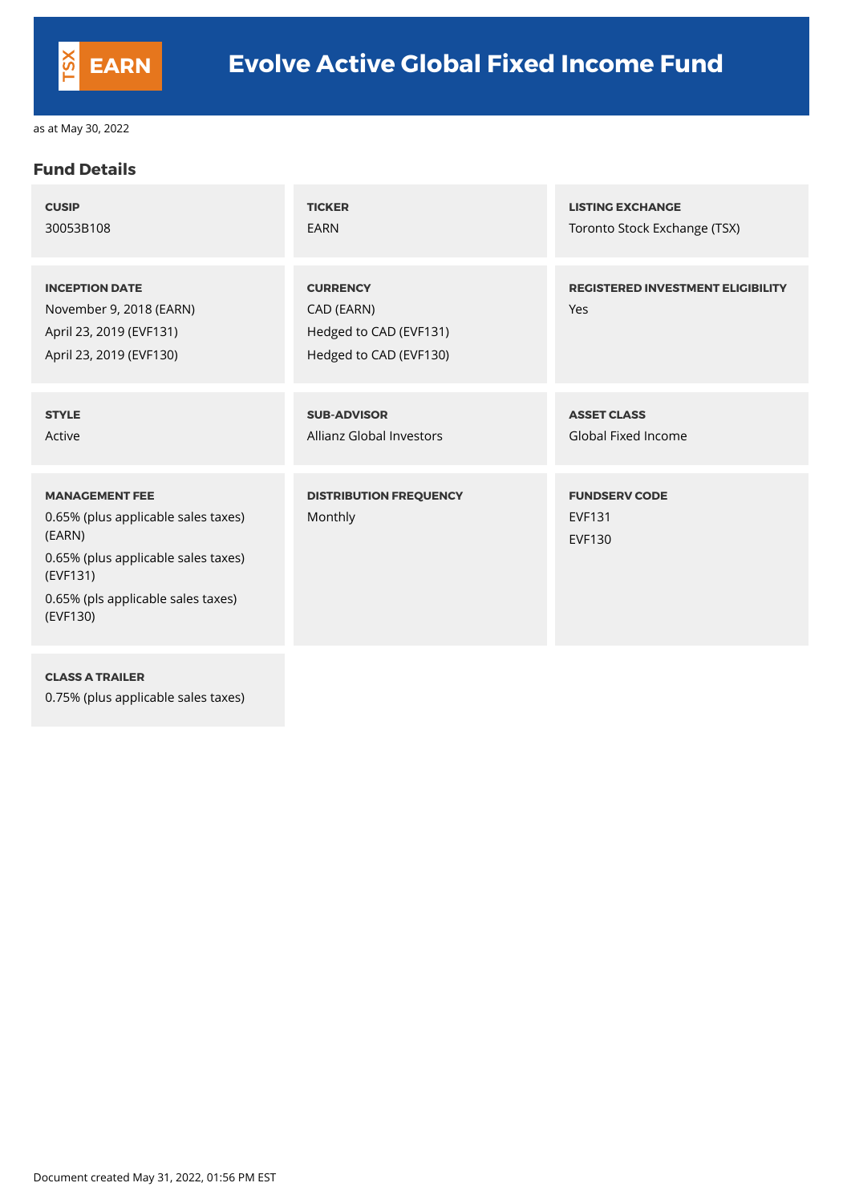# Evolve Active Global Fixed Income Fund

TSX EARN

as at May 30, 2022

## Fund Details

**CUSIP**
30053B108

**TICKER**
EARN

**LISTING EXCHANGE**
Toronto Stock Exchange (TSX)

**INCEPTION DATE**
November 9, 2018 (EARN)
April 23, 2019 (EVF131)
April 23, 2019 (EVF130)

**CURRENCY**
CAD (EARN)
Hedged to CAD (EVF131)
Hedged to CAD (EVF130)

**REGISTERED INVESTMENT ELIGIBILITY**
Yes

**STYLE**
Active

**SUB-ADVISOR**
Allianz Global Investors

**ASSET CLASS**
Global Fixed Income

**MANAGEMENT FEE**
0.65% (plus applicable sales taxes) (EARN)
0.65% (plus applicable sales taxes) (EVF131)
0.65% (pls applicable sales taxes) (EVF130)

**DISTRIBUTION FREQUENCY**
Monthly

**FUNDSERV CODE**
EVF131
EVF130

**CLASS A TRAILER**
0.75% (plus applicable sales taxes)

Document created May 31, 2022, 01:56 PM EST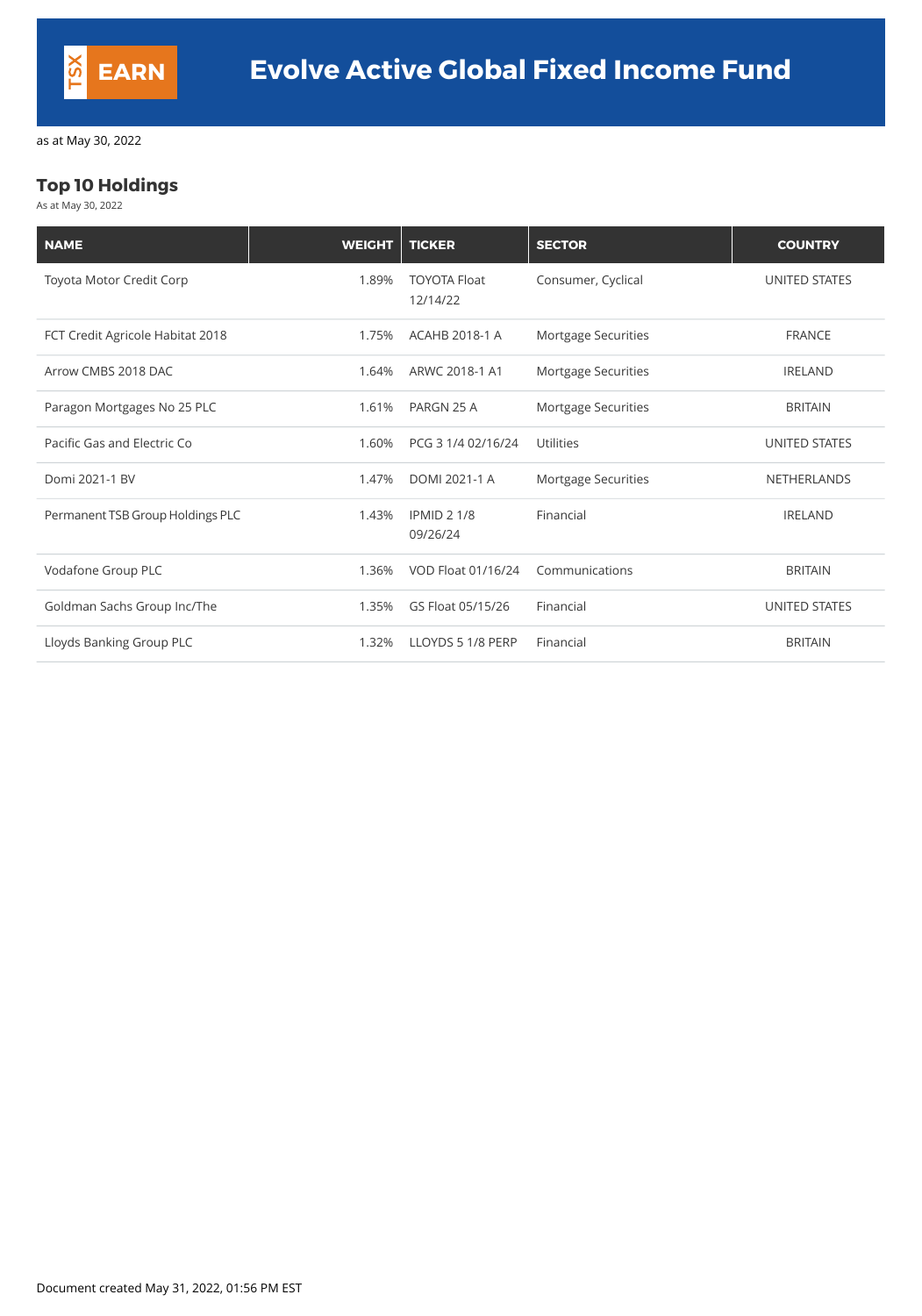TSX EARN

# Evolve Active Global Fixed Income Fund

as at May 30, 2022

## Top 10 Holdings

As at May 30, 2022

| NAME | WEIGHT | TICKER | SECTOR | COUNTRY |
|---|---|---|---|---|
| Toyota Motor Credit Corp | 1.89% | TOYOTA Float 12/14/22 | Consumer, Cyclical | UNITED STATES |
| FCT Credit Agricole Habitat 2018 | 1.75% | ACAHB 2018-1 A | Mortgage Securities | FRANCE |
| Arrow CMBS 2018 DAC | 1.64% | ARWC 2018-1 A1 | Mortgage Securities | IRELAND |
| Paragon Mortgages No 25 PLC | 1.61% | PARGN 25 A | Mortgage Securities | BRITAIN |
| Pacific Gas and Electric Co | 1.60% | PCG 3 1/4 02/16/24 | Utilities | UNITED STATES |
| Domi 2021-1 BV | 1.47% | DOMI 2021-1 A | Mortgage Securities | NETHERLANDS |
| Permanent TSB Group Holdings PLC | 1.43% | IPMID 2 1/8 09/26/24 | Financial | IRELAND |
| Vodafone Group PLC | 1.36% | VOD Float 01/16/24 | Communications | BRITAIN |
| Goldman Sachs Group Inc/The | 1.35% | GS Float 05/15/26 | Financial | UNITED STATES |
| Lloyds Banking Group PLC | 1.32% | LLOYDS 5 1/8 PERP | Financial | BRITAIN |

Document created May 31, 2022, 01:56 PM EST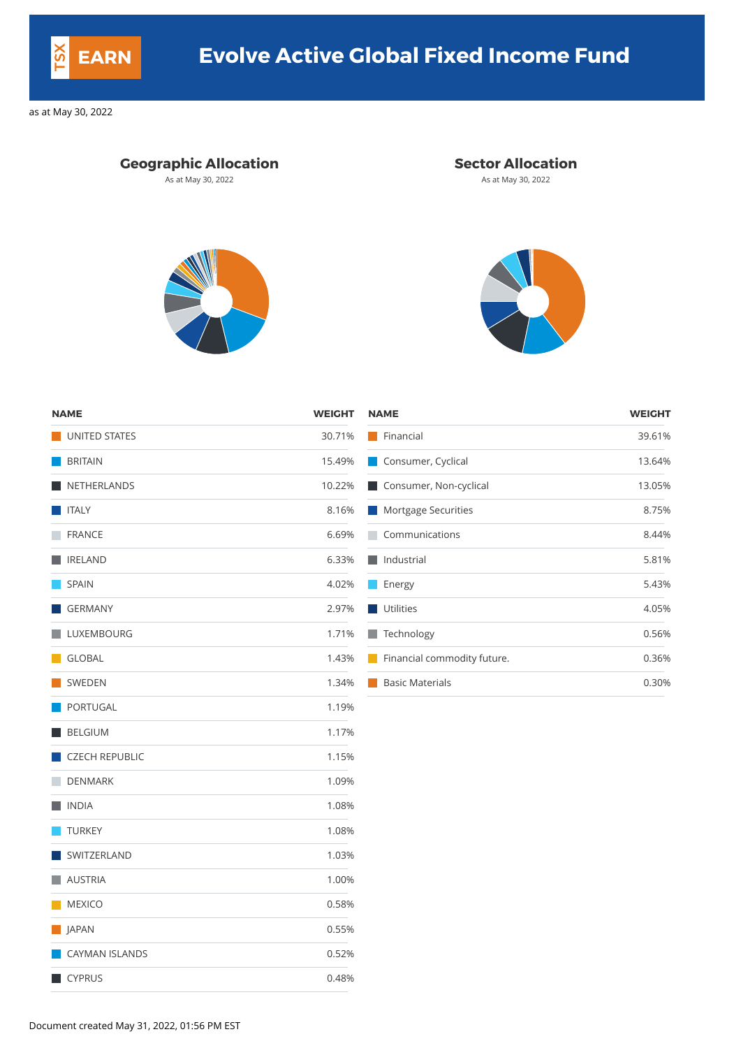# Evolve Active Global Fixed Income Fund

TSX EARN

as at May 30, 2022

## Geographic Allocation

As at May 30, 2022

| NAME | WEIGHT |
|---|---|
| UNITED STATES | 30.71% |
| BRITAIN | 15.49% |
| NETHERLANDS | 10.22% |
| ITALY | 8.16% |
| FRANCE | 6.69% |
| IRELAND | 6.33% |
| SPAIN | 4.02% |
| GERMANY | 2.97% |
| LUXEMBOURG | 1.71% |
| GLOBAL | 1.43% |
| SWEDEN | 1.34% |
| PORTUGAL | 1.19% |
| BELGIUM | 1.17% |
| CZECH REPUBLIC | 1.15% |
| DENMARK | 1.09% |
| INDIA | 1.08% |
| TURKEY | 1.08% |
| SWITZERLAND | 1.03% |
| AUSTRIA | 1.00% |
| MEXICO | 0.58% |
| JAPAN | 0.55% |
| CAYMAN ISLANDS | 0.52% |
| CYPRUS | 0.48% |

## Sector Allocation

As at May 30, 2022

| NAME | WEIGHT |
|---|---|
| Financial | 39.61% |
| Consumer, Cyclical | 13.64% |
| Consumer, Non-cyclical | 13.05% |
| Mortgage Securities | 8.75% |
| Communications | 8.44% |
| Industrial | 5.81% |
| Energy | 5.43% |
| Utilities | 4.05% |
| Technology | 0.56% |
| Financial commodity future. | 0.36% |
| Basic Materials | 0.30% |

Document created May 31, 2022, 01:56 PM EST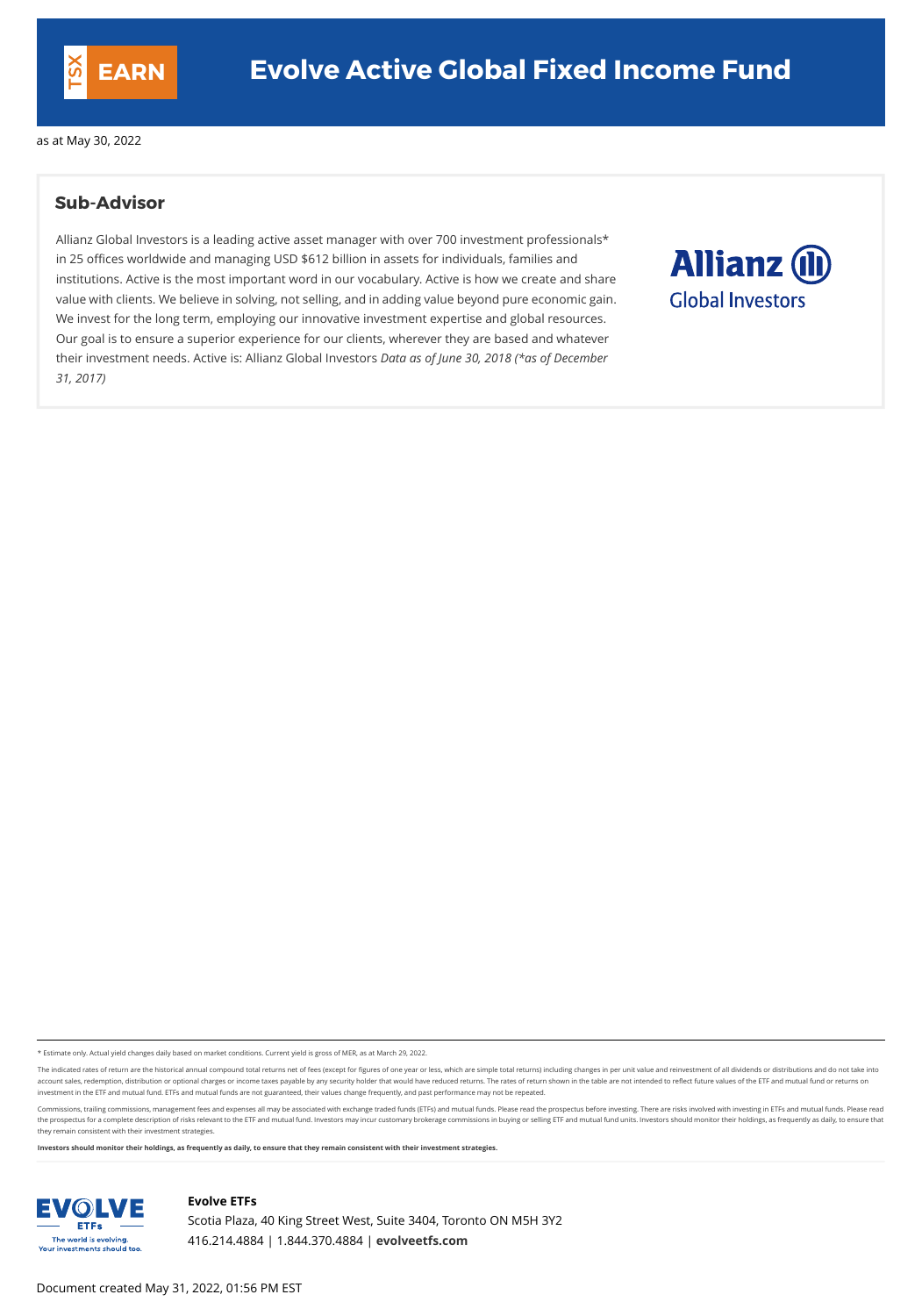as at May 30, 2022

## Sub-Advisor

Allianz Global Investors is a leading active asset manager with over 700 investment professionals* in 25 offices worldwide and managing USD $612 billion in assets for individuals, families and institutions. Active is the most important word in our vocabulary. Active is how we create and share value with clients. We believe in solving, not selling, and in adding value beyond pure economic gain. We invest for the long term, employing our innovative investment expertise and global resources. Our goal is to ensure a superior experience for our clients, wherever they are based and whatever their investment needs. Active is: Allianz Global Investors *Data as of June 30, 2018 (*as of December 31, 2017)*

Allianz Global Investors

* Estimate only. Actual yield changes daily based on market conditions. Current yield is gross of MER, as at March 29, 2022.

The indicated rates of return are the historical annual compound total returns net of fees (except for figures of one year or less, which are simple total returns) including changes in per unit value and reinvestment of all dividends or distributions and do not take into account sales, redemption, distribution or optional charges or income taxes payable by any security holder that would have reduced returns. The rates of return shown in the table are not intended to reflect future values of the ETF and mutual fund or returns on investment in the ETF and mutual fund. ETFs and mutual funds are not guaranteed, their values change frequently, and past performance may not be repeated.

Commissions, trailing commissions, management fees and expenses all may be associated with exchange traded funds (ETFs) and mutual funds. Please read the prospectus before investing. There are risks involved with investing in ETFs and mutual funds. Please read the prospectus for a complete description of risks relevant to the ETF and mutual fund. Investors may incur customary brokerage commissions in buying or selling ETF and mutual fund units. Investors should monitor their holdings, as frequently as daily, to ensure that they remain consistent with their investment strategies.

**Investors should monitor their holdings, as frequently as daily, to ensure that they remain consistent with their investment strategies.**

**Evolve ETFs**
Scotia Plaza, 40 King Street West, Suite 3404, Toronto ON M5H 3Y2
416.214.4884 | 1.844.370.4884 | **evolveetfs.com**

Document created May 31, 2022, 01:56 PM EST